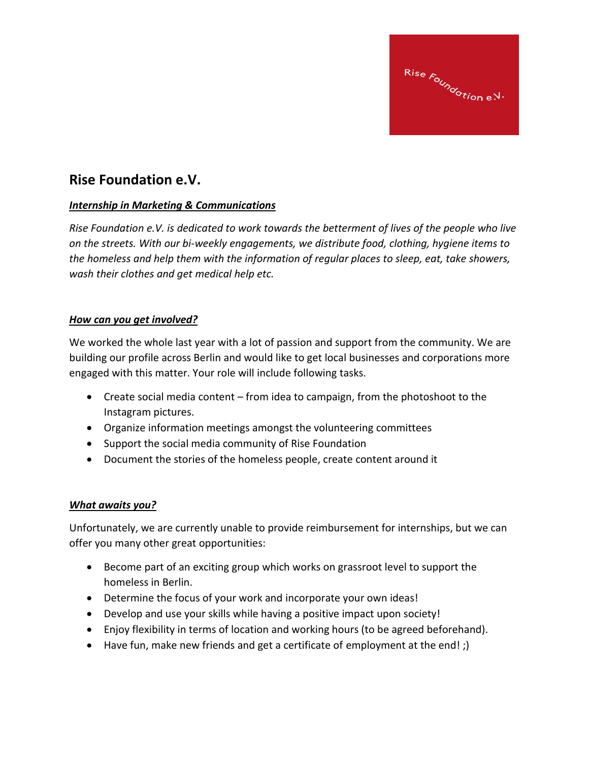Rise Foundation e.V.

# Rise Foundation e.V.

***Internship in Marketing & Communications***

*Rise Foundation e.V. is dedicated to work towards the betterment of lives of the people who live on the streets. With our bi-weekly engagements, we distribute food, clothing, hygiene items to the homeless and help them with the information of regular places to sleep, eat, take showers, wash their clothes and get medical help etc.*

## ***How can you get involved?***

We worked the whole last year with a lot of passion and support from the community. We are building our profile across Berlin and would like to get local businesses and corporations more engaged with this matter. Your role will include following tasks.

- Create social media content – from idea to campaign, from the photoshoot to the Instagram pictures.
- Organize information meetings amongst the volunteering committees
- Support the social media community of Rise Foundation
- Document the stories of the homeless people, create content around it

## ***What awaits you?***

Unfortunately, we are currently unable to provide reimbursement for internships, but we can offer you many other great opportunities:

- Become part of an exciting group which works on grassroot level to support the homeless in Berlin.
- Determine the focus of your work and incorporate your own ideas!
- Develop and use your skills while having a positive impact upon society!
- Enjoy flexibility in terms of location and working hours (to be agreed beforehand).
- Have fun, make new friends and get a certificate of employment at the end! ;)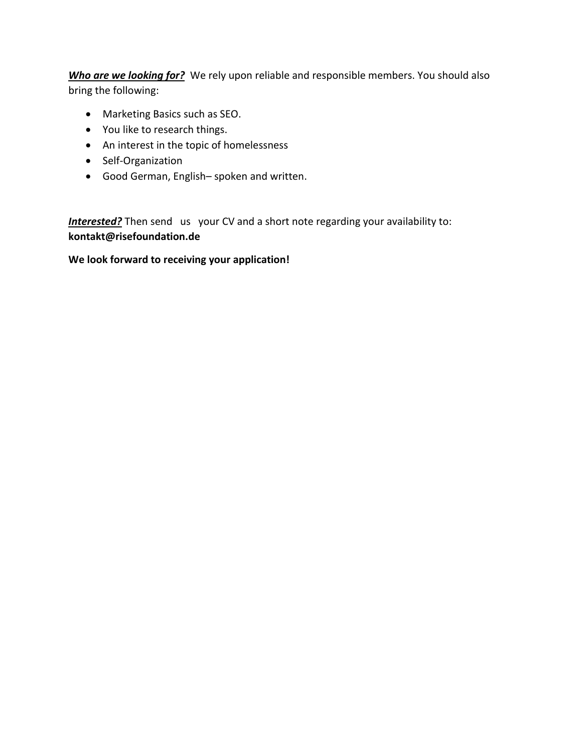***Who are we looking for?*** We rely upon reliable and responsible members. You should also bring the following:

- Marketing Basics such as SEO.
- You like to research things.
- An interest in the topic of homelessness
- Self-Organization
- Good German, English– spoken and written.

***Interested?*** Then send us your CV and a short note regarding your availability to: **kontakt@risefoundation.de**

**We look forward to receiving your application!**